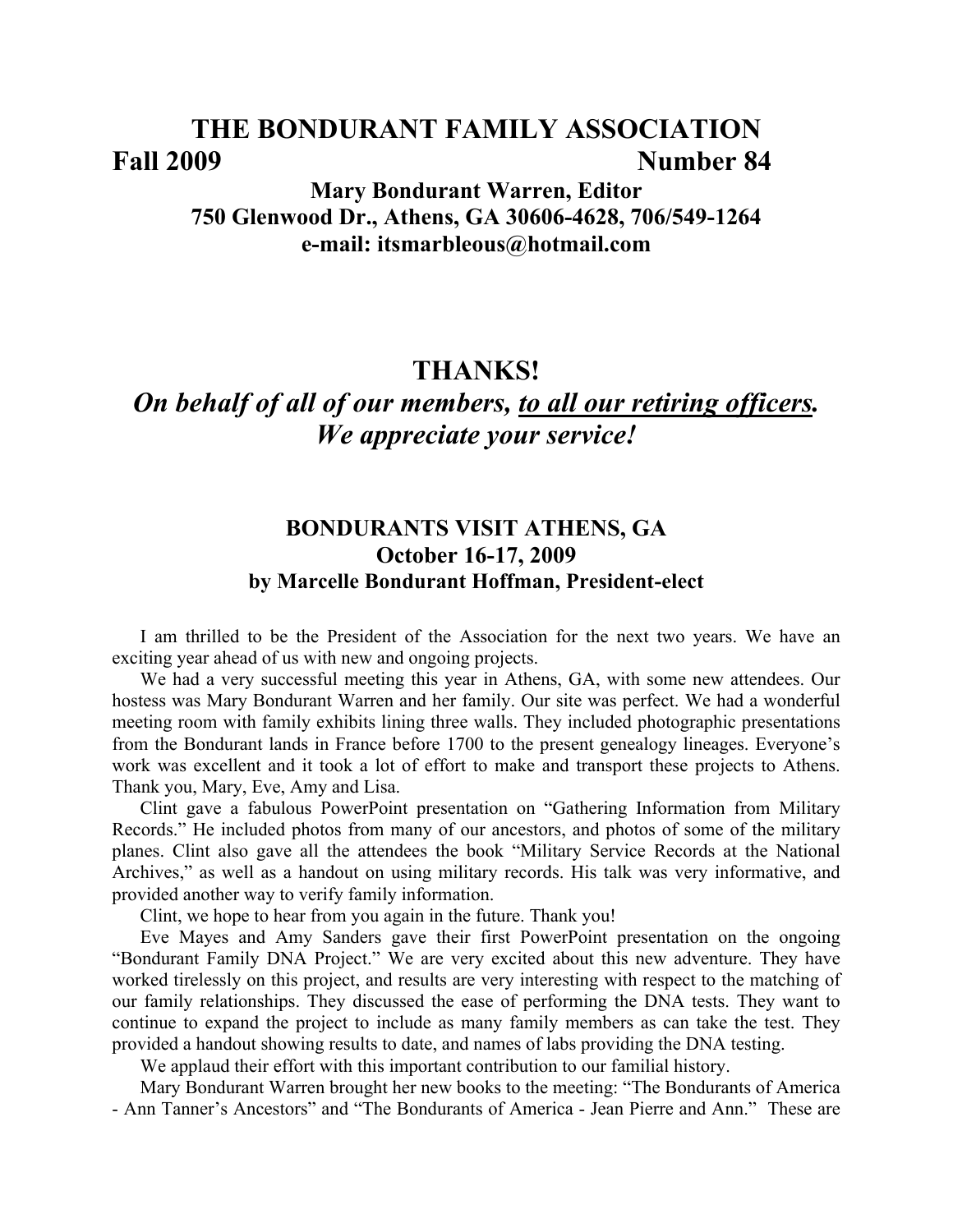# THE BONDURANT FAMILY ASSOCIATION

**Fall 2009** **Number 84**

**Mary Bondurant Warren, Editor**
**750 Glenwood Dr., Athens, GA 30606-4628, 706/549-1264**
**e-mail: itsmarbleous@hotmail.com**

## THANKS!

***On behalf of all of our members, <u>to all our retiring officers</u>. We appreciate your service!***

### BONDURANTS VISIT ATHENS, GA
### October 16-17, 2009
### by Marcelle Bondurant Hoffman, President-elect

I am thrilled to be the President of the Association for the next two years. We have an exciting year ahead of us with new and ongoing projects.

We had a very successful meeting this year in Athens, GA, with some new attendees. Our hostess was Mary Bondurant Warren and her family. Our site was perfect. We had a wonderful meeting room with family exhibits lining three walls. They included photographic presentations from the Bondurant lands in France before 1700 to the present genealogy lineages. Everyone's work was excellent and it took a lot of effort to make and transport these projects to Athens. Thank you, Mary, Eve, Amy and Lisa.

Clint gave a fabulous PowerPoint presentation on "Gathering Information from Military Records." He included photos from many of our ancestors, and photos of some of the military planes. Clint also gave all the attendees the book "Military Service Records at the National Archives," as well as a handout on using military records. His talk was very informative, and provided another way to verify family information.

Clint, we hope to hear from you again in the future. Thank you!

Eve Mayes and Amy Sanders gave their first PowerPoint presentation on the ongoing "Bondurant Family DNA Project." We are very excited about this new adventure. They have worked tirelessly on this project, and results are very interesting with respect to the matching of our family relationships. They discussed the ease of performing the DNA tests. They want to continue to expand the project to include as many family members as can take the test. They provided a handout showing results to date, and names of labs providing the DNA testing.

We applaud their effort with this important contribution to our familial history.

Mary Bondurant Warren brought her new books to the meeting: "The Bondurants of America - Ann Tanner's Ancestors" and "The Bondurants of America - Jean Pierre and Ann." These are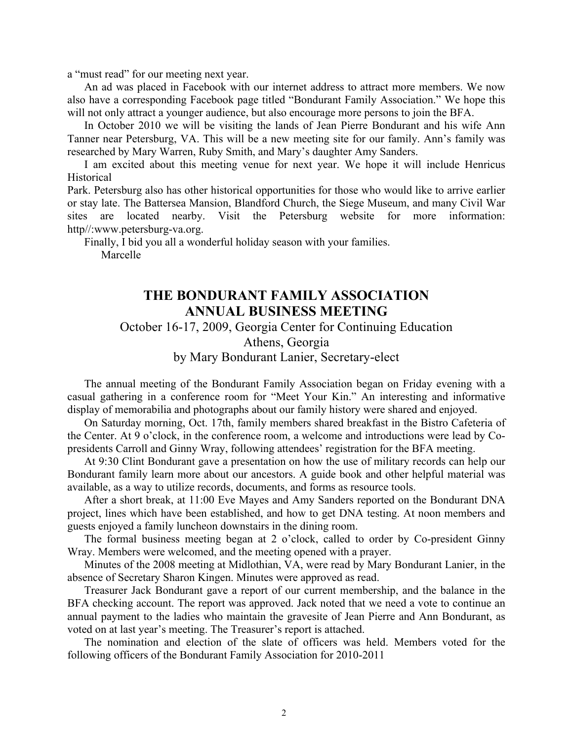a "must read" for our meeting next year.

An ad was placed in Facebook with our internet address to attract more members. We now also have a corresponding Facebook page titled "Bondurant Family Association." We hope this will not only attract a younger audience, but also encourage more persons to join the BFA.

In October 2010 we will be visiting the lands of Jean Pierre Bondurant and his wife Ann Tanner near Petersburg, VA. This will be a new meeting site for our family. Ann's family was researched by Mary Warren, Ruby Smith, and Mary's daughter Amy Sanders.

I am excited about this meeting venue for next year. We hope it will include Henricus Historical Park. Petersburg also has other historical opportunities for those who would like to arrive earlier or stay late. The Battersea Mansion, Blandford Church, the Siege Museum, and many Civil War sites are located nearby. Visit the Petersburg website for more information: http//:www.petersburg-va.org.

Finally, I bid you all a wonderful holiday season with your families.

Marcelle

## THE BONDURANT FAMILY ASSOCIATION
## ANNUAL BUSINESS MEETING

October 16-17, 2009, Georgia Center for Continuing Education

Athens, Georgia

by Mary Bondurant Lanier, Secretary-elect

The annual meeting of the Bondurant Family Association began on Friday evening with a casual gathering in a conference room for "Meet Your Kin." An interesting and informative display of memorabilia and photographs about our family history were shared and enjoyed.

On Saturday morning, Oct. 17th, family members shared breakfast in the Bistro Cafeteria of the Center. At 9 o'clock, in the conference room, a welcome and introductions were lead by Co-presidents Carroll and Ginny Wray, following attendees' registration for the BFA meeting.

At 9:30 Clint Bondurant gave a presentation on how the use of military records can help our Bondurant family learn more about our ancestors. A guide book and other helpful material was available, as a way to utilize records, documents, and forms as resource tools.

After a short break, at 11:00 Eve Mayes and Amy Sanders reported on the Bondurant DNA project, lines which have been established, and how to get DNA testing. At noon members and guests enjoyed a family luncheon downstairs in the dining room.

The formal business meeting began at 2 o'clock, called to order by Co-president Ginny Wray. Members were welcomed, and the meeting opened with a prayer.

Minutes of the 2008 meeting at Midlothian, VA, were read by Mary Bondurant Lanier, in the absence of Secretary Sharon Kingen. Minutes were approved as read.

Treasurer Jack Bondurant gave a report of our current membership, and the balance in the BFA checking account. The report was approved. Jack noted that we need a vote to continue an annual payment to the ladies who maintain the gravesite of Jean Pierre and Ann Bondurant, as voted on at last year's meeting. The Treasurer's report is attached.

The nomination and election of the slate of officers was held. Members voted for the following officers of the Bondurant Family Association for 2010-2011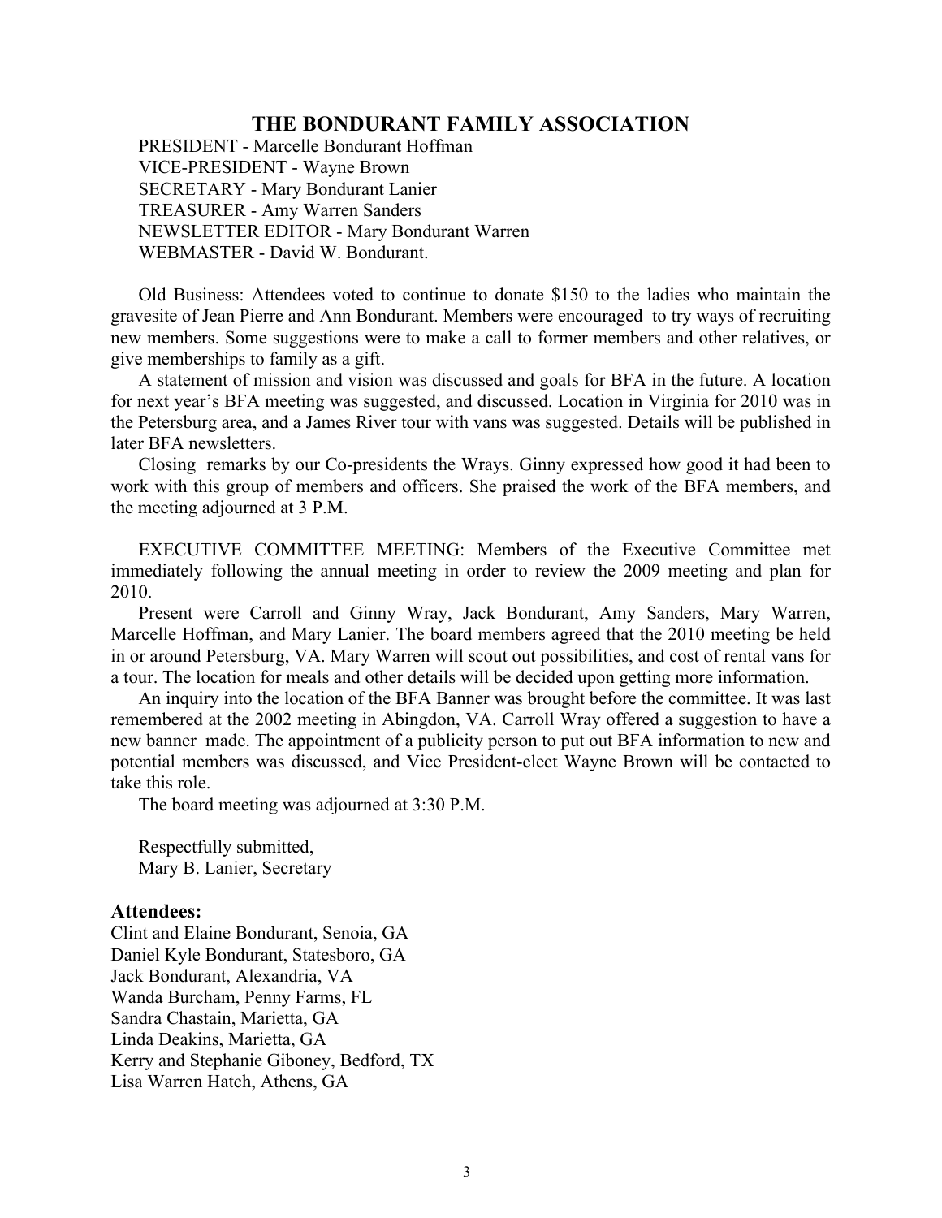## THE BONDURANT FAMILY ASSOCIATION

PRESIDENT - Marcelle Bondurant Hoffman
VICE-PRESIDENT - Wayne Brown
SECRETARY - Mary Bondurant Lanier
TREASURER - Amy Warren Sanders
NEWSLETTER EDITOR - Mary Bondurant Warren
WEBMASTER - David W. Bondurant.

Old Business: Attendees voted to continue to donate $150 to the ladies who maintain the gravesite of Jean Pierre and Ann Bondurant. Members were encouraged to try ways of recruiting new members. Some suggestions were to make a call to former members and other relatives, or give memberships to family as a gift.

A statement of mission and vision was discussed and goals for BFA in the future. A location for next year's BFA meeting was suggested, and discussed. Location in Virginia for 2010 was in the Petersburg area, and a James River tour with vans was suggested. Details will be published in later BFA newsletters.

Closing remarks by our Co-presidents the Wrays. Ginny expressed how good it had been to work with this group of members and officers. She praised the work of the BFA members, and the meeting adjourned at 3 P.M.

EXECUTIVE COMMITTEE MEETING: Members of the Executive Committee met immediately following the annual meeting in order to review the 2009 meeting and plan for 2010.

Present were Carroll and Ginny Wray, Jack Bondurant, Amy Sanders, Mary Warren, Marcelle Hoffman, and Mary Lanier. The board members agreed that the 2010 meeting be held in or around Petersburg, VA. Mary Warren will scout out possibilities, and cost of rental vans for a tour. The location for meals and other details will be decided upon getting more information.

An inquiry into the location of the BFA Banner was brought before the committee. It was last remembered at the 2002 meeting in Abingdon, VA. Carroll Wray offered a suggestion to have a new banner made. The appointment of a publicity person to put out BFA information to new and potential members was discussed, and Vice President-elect Wayne Brown will be contacted to take this role.

The board meeting was adjourned at 3:30 P.M.

Respectfully submitted,
Mary B. Lanier, Secretary

**Attendees:**

Clint and Elaine Bondurant, Senoia, GA
Daniel Kyle Bondurant, Statesboro, GA
Jack Bondurant, Alexandria, VA
Wanda Burcham, Penny Farms, FL
Sandra Chastain, Marietta, GA
Linda Deakins, Marietta, GA
Kerry and Stephanie Giboney, Bedford, TX
Lisa Warren Hatch, Athens, GA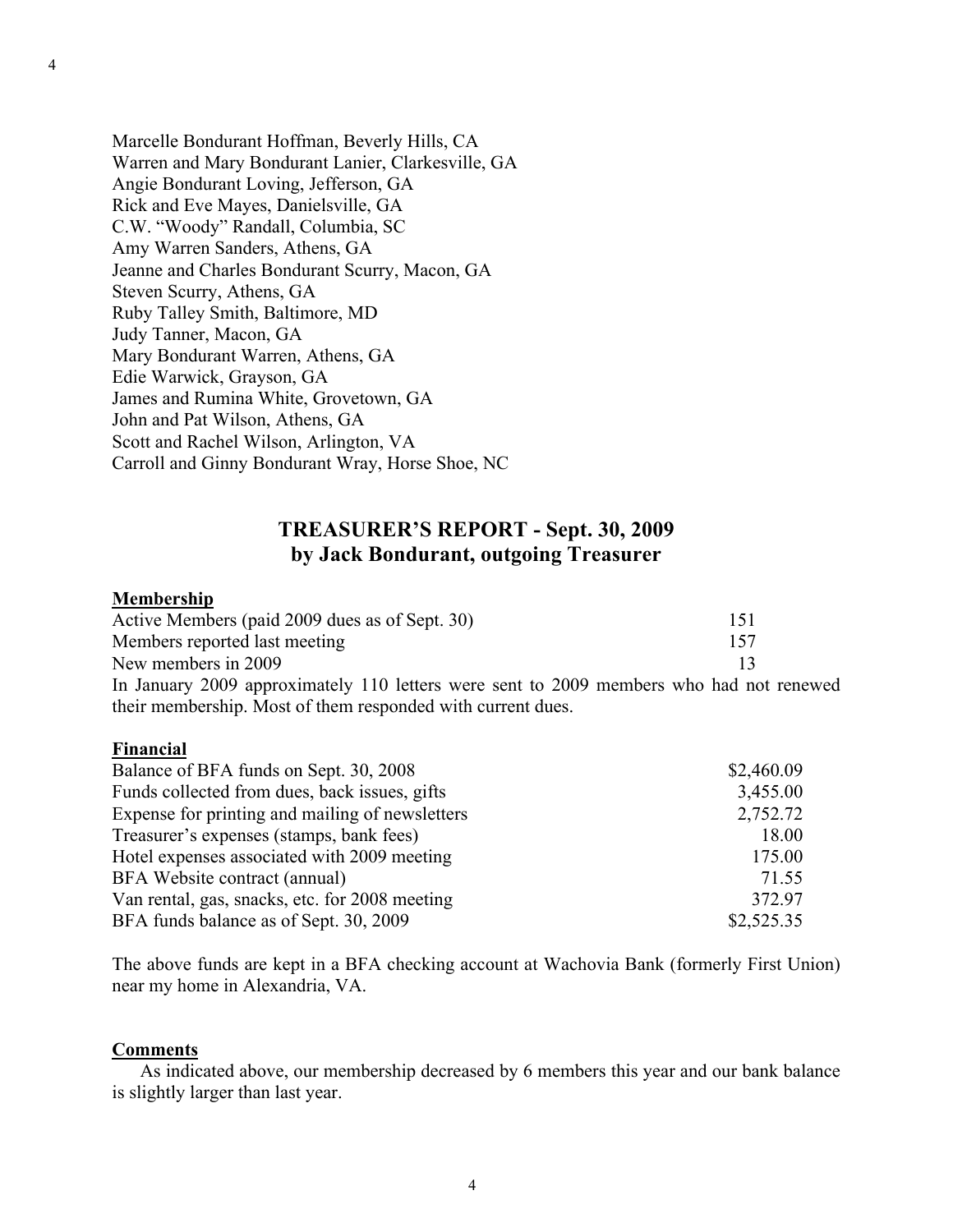Marcelle Bondurant Hoffman, Beverly Hills, CA
Warren and Mary Bondurant Lanier, Clarkesville, GA
Angie Bondurant Loving, Jefferson, GA
Rick and Eve Mayes, Danielsville, GA
C.W. "Woody" Randall, Columbia, SC
Amy Warren Sanders, Athens, GA
Jeanne and Charles Bondurant Scurry, Macon, GA
Steven Scurry, Athens, GA
Ruby Talley Smith, Baltimore, MD
Judy Tanner, Macon, GA
Mary Bondurant Warren, Athens, GA
Edie Warwick, Grayson, GA
James and Rumina White, Grovetown, GA
John and Pat Wilson, Athens, GA
Scott and Rachel Wilson, Arlington, VA
Carroll and Ginny Bondurant Wray, Horse Shoe, NC

## TREASURER'S REPORT - Sept. 30, 2009
## by Jack Bondurant, outgoing Treasurer

**Membership**

| | |
|---|---|
| Active Members (paid 2009 dues as of Sept. 30) | 151 |
| Members reported last meeting | 157 |
| New members in 2009 | 13 |

In January 2009 approximately 110 letters were sent to 2009 members who had not renewed their membership. Most of them responded with current dues.

**Financial**

| | |
|---|---|
| Balance of BFA funds on Sept. 30, 2008 | $2,460.09 |
| Funds collected from dues, back issues, gifts | 3,455.00 |
| Expense for printing and mailing of newsletters | 2,752.72 |
| Treasurer's expenses (stamps, bank fees) | 18.00 |
| Hotel expenses associated with 2009 meeting | 175.00 |
| BFA Website contract (annual) | 71.55 |
| Van rental, gas, snacks, etc. for 2008 meeting | 372.97 |
| BFA funds balance as of Sept. 30, 2009 | $2,525.35 |

The above funds are kept in a BFA checking account at Wachovia Bank (formerly First Union) near my home in Alexandria, VA.

**Comments**

As indicated above, our membership decreased by 6 members this year and our bank balance is slightly larger than last year.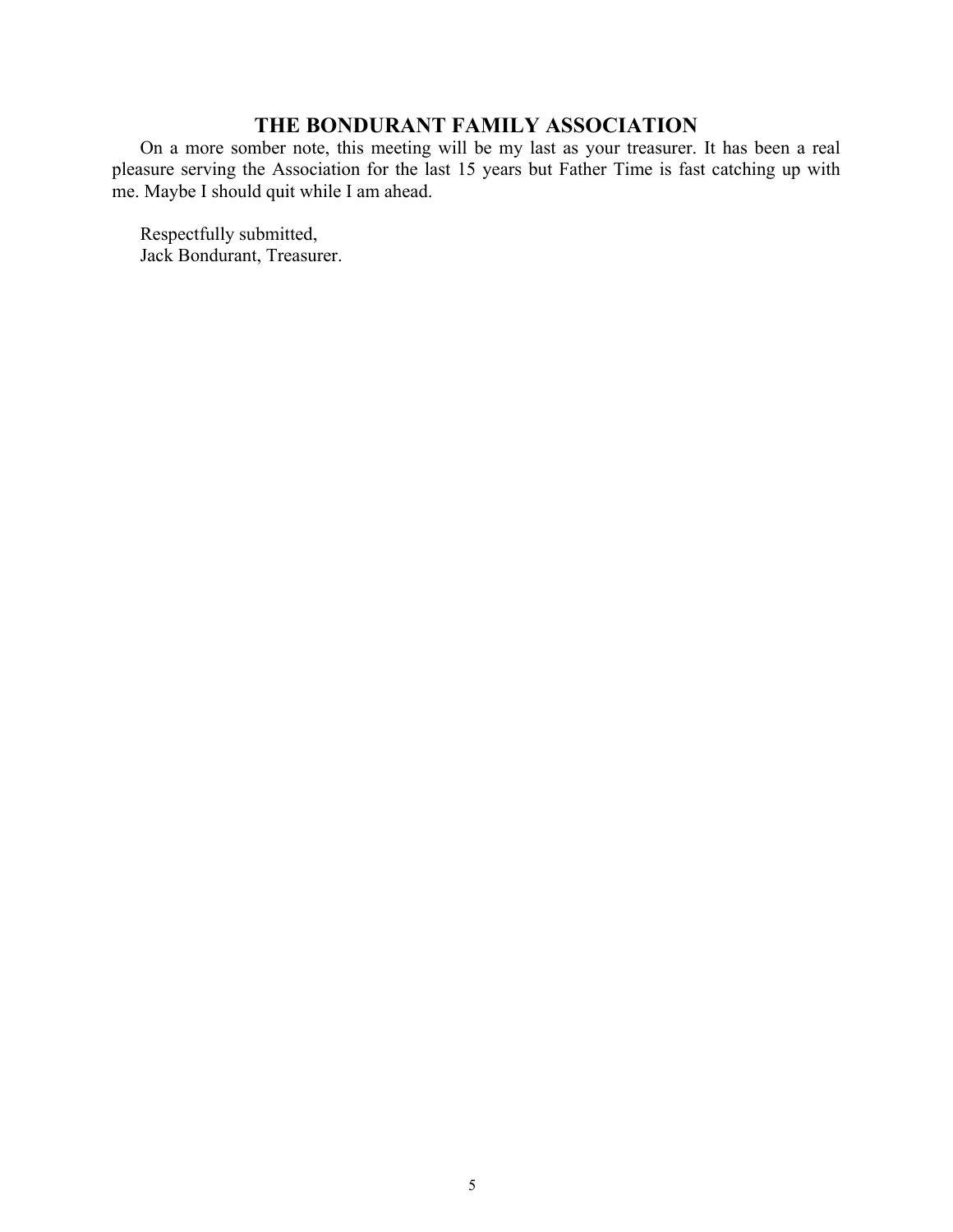## THE BONDURANT FAMILY ASSOCIATION

On a more somber note, this meeting will be my last as your treasurer. It has been a real pleasure serving the Association for the last 15 years but Father Time is fast catching up with me. Maybe I should quit while I am ahead.

Respectfully submitted,
Jack Bondurant, Treasurer.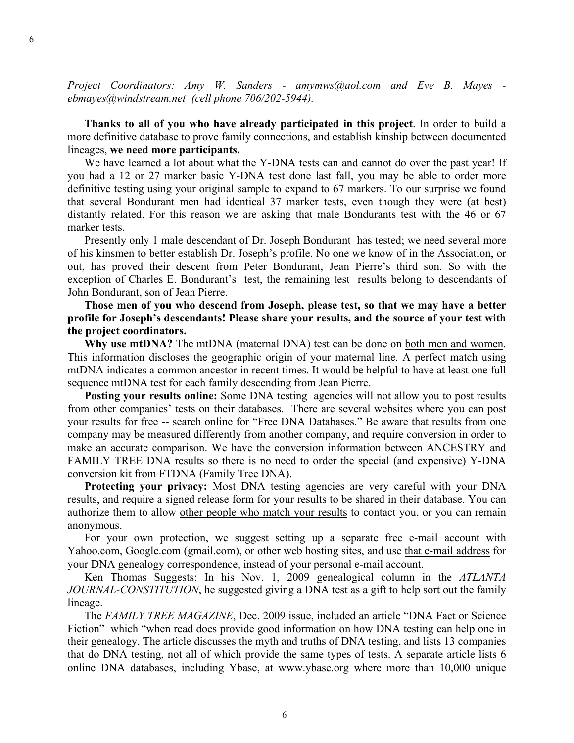*Project Coordinators: Amy W. Sanders - amymws@aol.com and Eve B. Mayes - ebmayes@windstream.net (cell phone 706/202-5944).*

**Thanks to all of you who have already participated in this project**. In order to build a more definitive database to prove family connections, and establish kinship between documented lineages, **we need more participants.**

We have learned a lot about what the Y-DNA tests can and cannot do over the past year! If you had a 12 or 27 marker basic Y-DNA test done last fall, you may be able to order more definitive testing using your original sample to expand to 67 markers. To our surprise we found that several Bondurant men had identical 37 marker tests, even though they were (at best) distantly related. For this reason we are asking that male Bondurants test with the 46 or 67 marker tests.

Presently only 1 male descendant of Dr. Joseph Bondurant has tested; we need several more of his kinsmen to better establish Dr. Joseph's profile. No one we know of in the Association, or out, has proved their descent from Peter Bondurant, Jean Pierre's third son. So with the exception of Charles E. Bondurant's test, the remaining test results belong to descendants of John Bondurant, son of Jean Pierre.

**Those men of you who descend from Joseph, please test, so that we may have a better profile for Joseph's descendants! Please share your results, and the source of your test with the project coordinators.**

**Why use mtDNA?** The mtDNA (maternal DNA) test can be done on <u>both men and women</u>. This information discloses the geographic origin of your maternal line. A perfect match using mtDNA indicates a common ancestor in recent times. It would be helpful to have at least one full sequence mtDNA test for each family descending from Jean Pierre.

**Posting your results online:** Some DNA testing agencies will not allow you to post results from other companies' tests on their databases. There are several websites where you can post your results for free -- search online for "Free DNA Databases." Be aware that results from one company may be measured differently from another company, and require conversion in order to make an accurate comparison. We have the conversion information between ANCESTRY and FAMILY TREE DNA results so there is no need to order the special (and expensive) Y-DNA conversion kit from FTDNA (Family Tree DNA).

**Protecting your privacy:** Most DNA testing agencies are very careful with your DNA results, and require a signed release form for your results to be shared in their database. You can authorize them to allow <u>other people who match your results</u> to contact you, or you can remain anonymous.

For your own protection, we suggest setting up a separate free e-mail account with Yahoo.com, Google.com (gmail.com), or other web hosting sites, and use <u>that e-mail address</u> for your DNA genealogy correspondence, instead of your personal e-mail account.

Ken Thomas Suggests: In his Nov. 1, 2009 genealogical column in the *ATLANTA JOURNAL-CONSTITUTION*, he suggested giving a DNA test as a gift to help sort out the family lineage.

The *FAMILY TREE MAGAZINE*, Dec. 2009 issue, included an article "DNA Fact or Science Fiction" which "when read does provide good information on how DNA testing can help one in their genealogy. The article discusses the myth and truths of DNA testing, and lists 13 companies that do DNA testing, not all of which provide the same types of tests. A separate article lists 6 online DNA databases, including Ybase, at www.ybase.org where more than 10,000 unique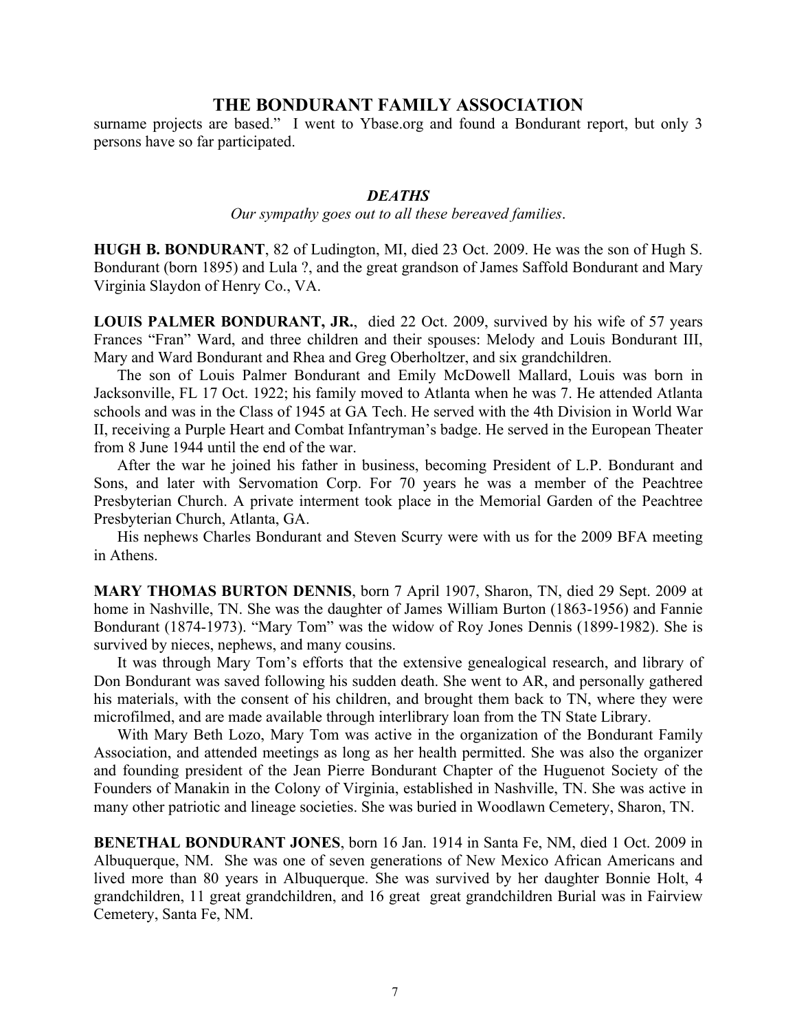surname projects are based." I went to Ybase.org and found a Bondurant report, but only 3 persons have so far participated.

### *DEATHS*

*Our sympathy goes out to all these bereaved families.*

**HUGH B. BONDURANT**, 82 of Ludington, MI, died 23 Oct. 2009. He was the son of Hugh S. Bondurant (born 1895) and Lula ?, and the great grandson of James Saffold Bondurant and Mary Virginia Slaydon of Henry Co., VA.

**LOUIS PALMER BONDURANT, JR.**, died 22 Oct. 2009, survived by his wife of 57 years Frances "Fran" Ward, and three children and their spouses: Melody and Louis Bondurant III, Mary and Ward Bondurant and Rhea and Greg Oberholtzer, and six grandchildren.

The son of Louis Palmer Bondurant and Emily McDowell Mallard, Louis was born in Jacksonville, FL 17 Oct. 1922; his family moved to Atlanta when he was 7. He attended Atlanta schools and was in the Class of 1945 at GA Tech. He served with the 4th Division in World War II, receiving a Purple Heart and Combat Infantryman's badge. He served in the European Theater from 8 June 1944 until the end of the war.

After the war he joined his father in business, becoming President of L.P. Bondurant and Sons, and later with Servomation Corp. For 70 years he was a member of the Peachtree Presbyterian Church. A private interment took place in the Memorial Garden of the Peachtree Presbyterian Church, Atlanta, GA.

His nephews Charles Bondurant and Steven Scurry were with us for the 2009 BFA meeting in Athens.

**MARY THOMAS BURTON DENNIS**, born 7 April 1907, Sharon, TN, died 29 Sept. 2009 at home in Nashville, TN. She was the daughter of James William Burton (1863-1956) and Fannie Bondurant (1874-1973). "Mary Tom" was the widow of Roy Jones Dennis (1899-1982). She is survived by nieces, nephews, and many cousins.

It was through Mary Tom's efforts that the extensive genealogical research, and library of Don Bondurant was saved following his sudden death. She went to AR, and personally gathered his materials, with the consent of his children, and brought them back to TN, where they were microfilmed, and are made available through interlibrary loan from the TN State Library.

With Mary Beth Lozo, Mary Tom was active in the organization of the Bondurant Family Association, and attended meetings as long as her health permitted. She was also the organizer and founding president of the Jean Pierre Bondurant Chapter of the Huguenot Society of the Founders of Manakin in the Colony of Virginia, established in Nashville, TN. She was active in many other patriotic and lineage societies. She was buried in Woodlawn Cemetery, Sharon, TN.

**BENETHAL BONDURANT JONES**, born 16 Jan. 1914 in Santa Fe, NM, died 1 Oct. 2009 in Albuquerque, NM. She was one of seven generations of New Mexico African Americans and lived more than 80 years in Albuquerque. She was survived by her daughter Bonnie Holt, 4 grandchildren, 11 great grandchildren, and 16 great great grandchildren Burial was in Fairview Cemetery, Santa Fe, NM.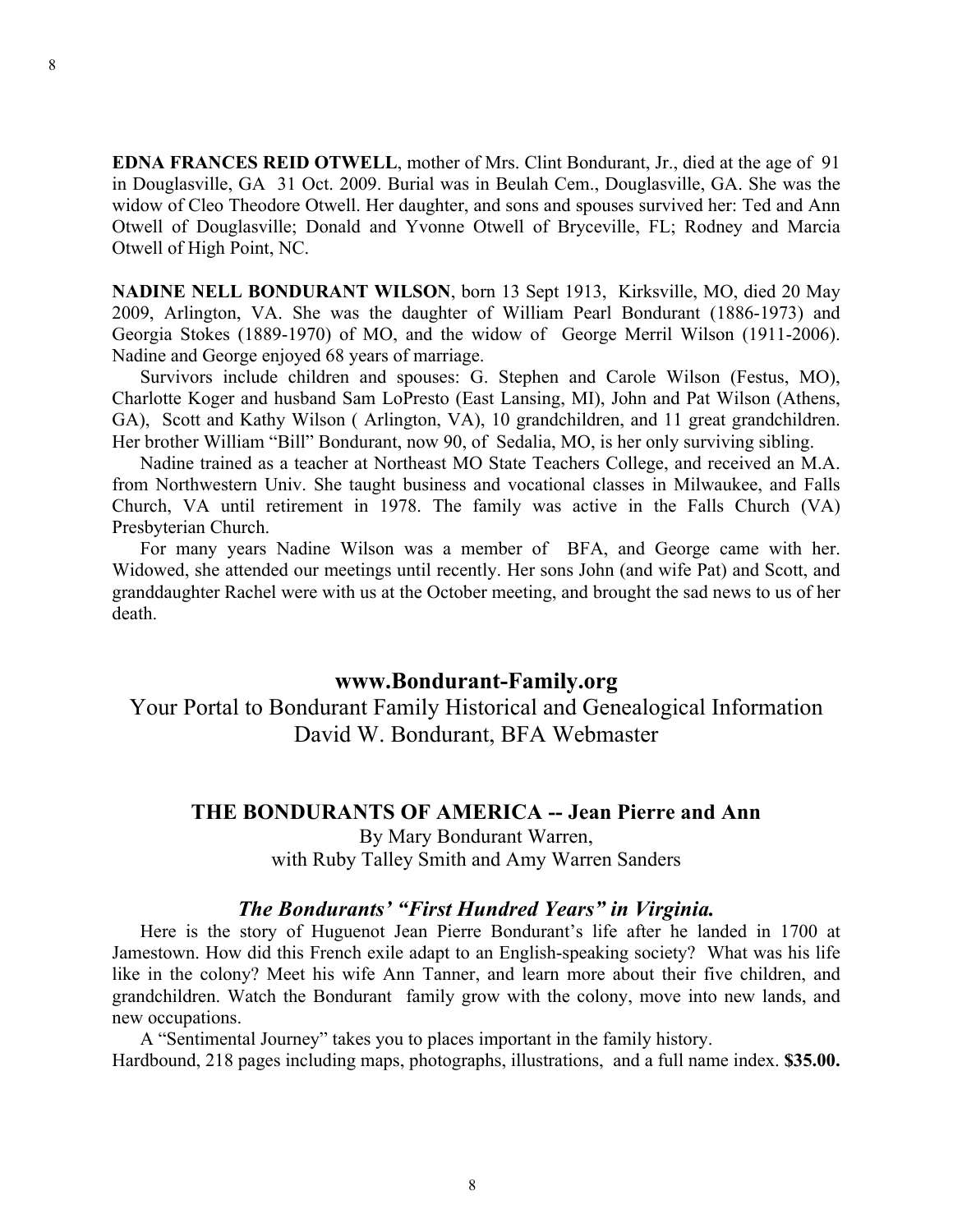**EDNA FRANCES REID OTWELL**, mother of Mrs. Clint Bondurant, Jr., died at the age of 91 in Douglasville, GA 31 Oct. 2009. Burial was in Beulah Cem., Douglasville, GA. She was the widow of Cleo Theodore Otwell. Her daughter, and sons and spouses survived her: Ted and Ann Otwell of Douglasville; Donald and Yvonne Otwell of Bryceville, FL; Rodney and Marcia Otwell of High Point, NC.

**NADINE NELL BONDURANT WILSON**, born 13 Sept 1913, Kirksville, MO, died 20 May 2009, Arlington, VA. She was the daughter of William Pearl Bondurant (1886-1973) and Georgia Stokes (1889-1970) of MO, and the widow of George Merril Wilson (1911-2006). Nadine and George enjoyed 68 years of marriage.

Survivors include children and spouses: G. Stephen and Carole Wilson (Festus, MO), Charlotte Koger and husband Sam LoPresto (East Lansing, MI), John and Pat Wilson (Athens, GA), Scott and Kathy Wilson ( Arlington, VA), 10 grandchildren, and 11 great grandchildren. Her brother William "Bill" Bondurant, now 90, of Sedalia, MO, is her only surviving sibling.

Nadine trained as a teacher at Northeast MO State Teachers College, and received an M.A. from Northwestern Univ. She taught business and vocational classes in Milwaukee, and Falls Church, VA until retirement in 1978. The family was active in the Falls Church (VA) Presbyterian Church.

For many years Nadine Wilson was a member of BFA, and George came with her. Widowed, she attended our meetings until recently. Her sons John (and wife Pat) and Scott, and granddaughter Rachel were with us at the October meeting, and brought the sad news to us of her death.

## www.Bondurant-Family.org

Your Portal to Bondurant Family Historical and Genealogical Information
David W. Bondurant, BFA Webmaster

## THE BONDURANTS OF AMERICA -- Jean Pierre and Ann

By Mary Bondurant Warren,
with Ruby Talley Smith and Amy Warren Sanders

### *The Bondurants' "First Hundred Years" in Virginia.*

Here is the story of Huguenot Jean Pierre Bondurant's life after he landed in 1700 at Jamestown. How did this French exile adapt to an English-speaking society? What was his life like in the colony? Meet his wife Ann Tanner, and learn more about their five children, and grandchildren. Watch the Bondurant family grow with the colony, move into new lands, and new occupations.

A "Sentimental Journey" takes you to places important in the family history.

Hardbound, 218 pages including maps, photographs, illustrations, and a full name index. **$35.00.**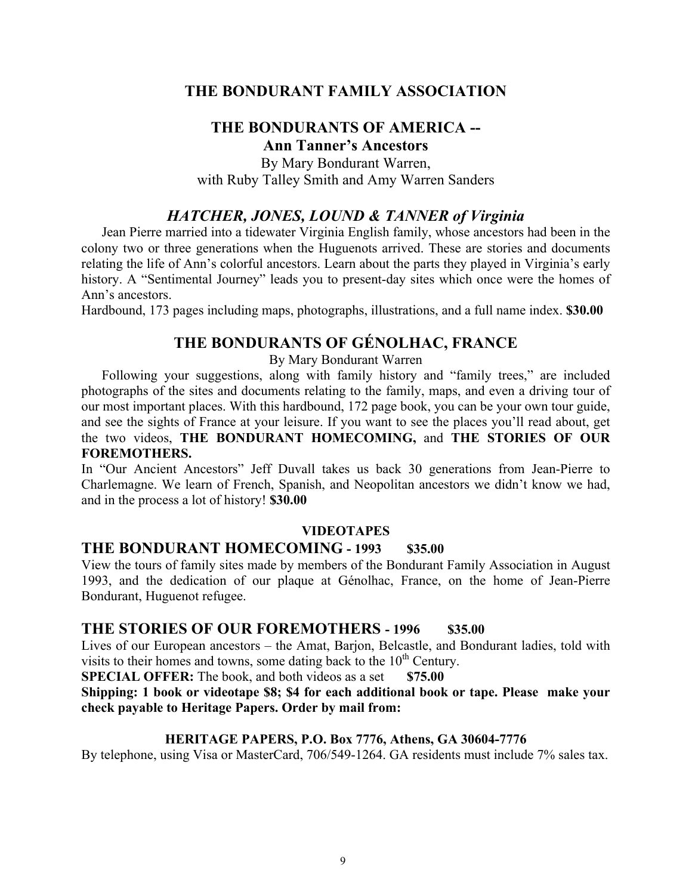## THE BONDURANT FAMILY ASSOCIATION

## THE BONDURANTS OF AMERICA -- Ann Tanner's Ancestors

By Mary Bondurant Warren,
with Ruby Talley Smith and Amy Warren Sanders

### *HATCHER, JONES, LOUND & TANNER of Virginia*

Jean Pierre married into a tidewater Virginia English family, whose ancestors had been in the colony two or three generations when the Huguenots arrived. These are stories and documents relating the life of Ann's colorful ancestors. Learn about the parts they played in Virginia's early history. A "Sentimental Journey" leads you to present-day sites which once were the homes of Ann's ancestors.

Hardbound, 173 pages including maps, photographs, illustrations, and a full name index. **$30.00**

## THE BONDURANTS OF GÉNOLHAC, FRANCE

By Mary Bondurant Warren

Following your suggestions, along with family history and "family trees," are included photographs of the sites and documents relating to the family, maps, and even a driving tour of our most important places. With this hardbound, 172 page book, you can be your own tour guide, and see the sights of France at your leisure. If you want to see the places you'll read about, get the two videos, **THE BONDURANT HOMECOMING,** and **THE STORIES OF OUR FOREMOTHERS.**

In "Our Ancient Ancestors" Jeff Duvall takes us back 30 generations from Jean-Pierre to Charlemagne. We learn of French, Spanish, and Neopolitan ancestors we didn't know we had, and in the process a lot of history! **$30.00**

#### VIDEOTAPES

### THE BONDURANT HOMECOMING - 1993 $35.00

View the tours of family sites made by members of the Bondurant Family Association in August 1993, and the dedication of our plaque at Génolhac, France, on the home of Jean-Pierre Bondurant, Huguenot refugee.

### THE STORIES OF OUR FOREMOTHERS - 1996 $35.00

Lives of our European ancestors – the Amat, Barjon, Belcastle, and Bondurant ladies, told with visits to their homes and towns, some dating back to the 10th Century.

**SPECIAL OFFER:** The book, and both videos as a set **$75.00**

**Shipping: 1 book or videotape $8; $4 for each additional book or tape. Please make your check payable to Heritage Papers. Order by mail from:**

**HERITAGE PAPERS, P.O. Box 7776, Athens, GA 30604-7776**

By telephone, using Visa or MasterCard, 706/549-1264. GA residents must include 7% sales tax.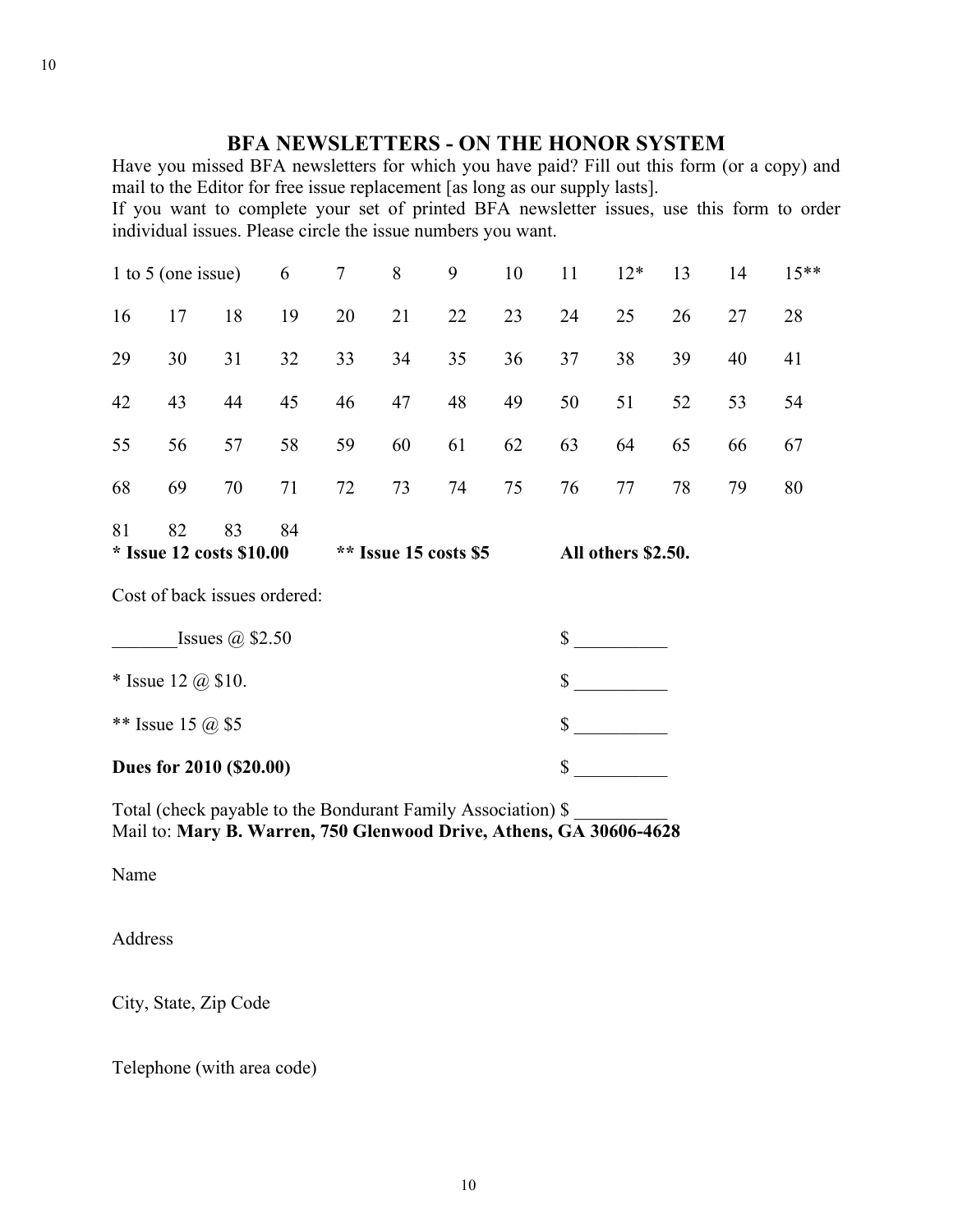## BFA NEWSLETTERS - ON THE HONOR SYSTEM

Have you missed BFA newsletters for which you have paid? Fill out this form (or a copy) and mail to the Editor for free issue replacement [as long as our supply lasts].
If you want to complete your set of printed BFA newsletter issues, use this form to order individual issues. Please circle the issue numbers you want.

| 1 to 5 (one issue) | | | 6 | 7 | 8 | 9 | 10 | 11 | 12* | 13 | 14 | 15** |
|---|---|---|---|---|---|---|---|---|---|---|---|---|
| 16 | 17 | 18 | 19 | 20 | 21 | 22 | 23 | 24 | 25 | 26 | 27 | 28 |
| 29 | 30 | 31 | 32 | 33 | 34 | 35 | 36 | 37 | 38 | 39 | 40 | 41 |
| 42 | 43 | 44 | 45 | 46 | 47 | 48 | 49 | 50 | 51 | 52 | 53 | 54 |
| 55 | 56 | 57 | 58 | 59 | 60 | 61 | 62 | 63 | 64 | 65 | 66 | 67 |
| 68 | 69 | 70 | 71 | 72 | 73 | 74 | 75 | 76 | 77 | 78 | 79 | 80 |
| 81 | 82 | 83 | 84 | | | | | | | | | |

**\* Issue 12 costs $10.00** **\*\* Issue 15 costs $5** **All others $2.50.**

Cost of back issues ordered:

_______Issues @ $2.50 $ __________

* Issue 12 @ $10. $ __________

** Issue 15 @ $5 $ __________

**Dues for 2010 ($20.00)** $ __________

Total (check payable to the Bondurant Family Association) $ __________
Mail to: **Mary B. Warren, 750 Glenwood Drive, Athens, GA 30606-4628**

Name

Address

City, State, Zip Code

Telephone (with area code)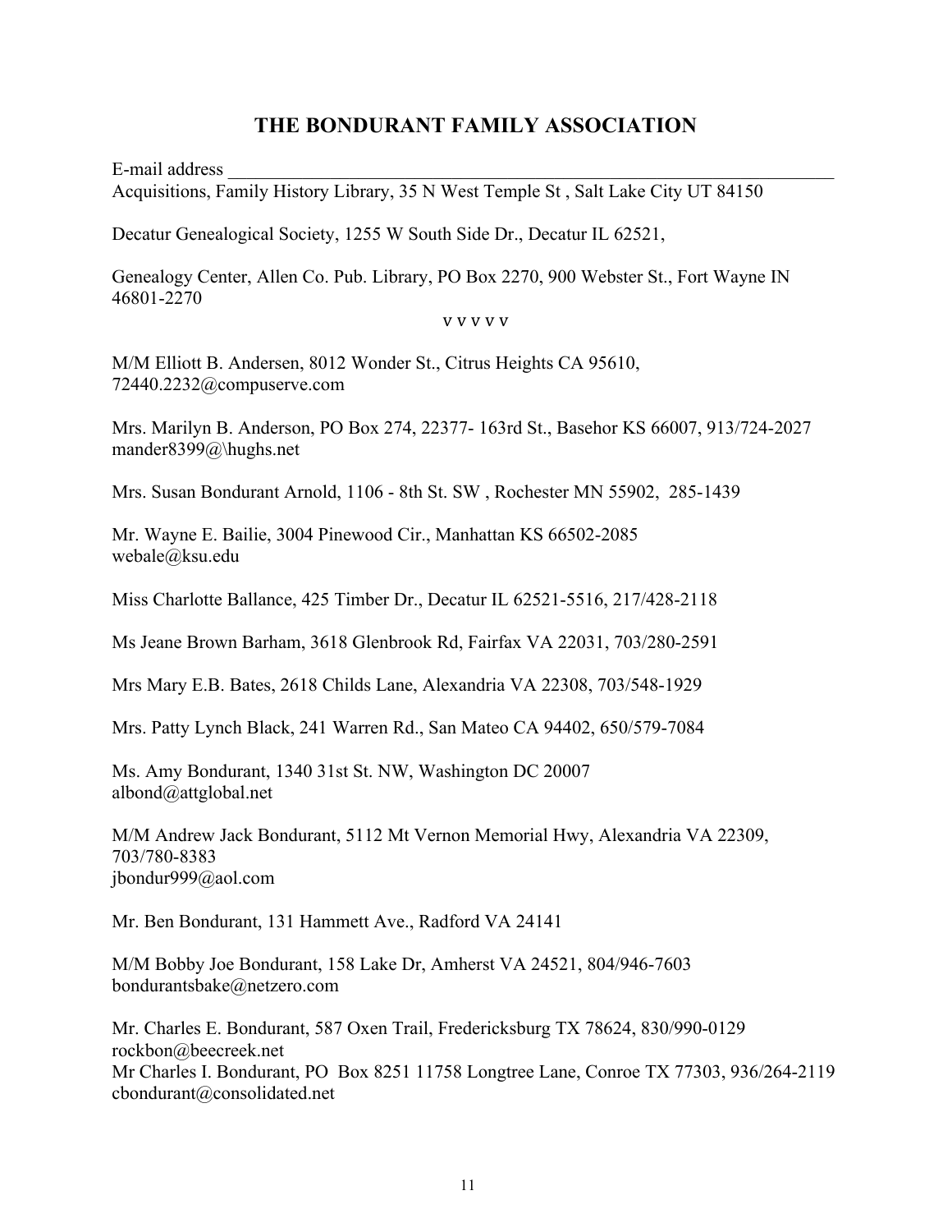# THE BONDURANT FAMILY ASSOCIATION

E-mail address ___________________________________________________________________

Acquisitions, Family History Library, 35 N West Temple St , Salt Lake City UT 84150

Decatur Genealogical Society, 1255 W South Side Dr., Decatur IL 62521,

Genealogy Center, Allen Co. Pub. Library, PO Box 2270, 900 Webster St., Fort Wayne IN 46801-2270

v v v v v

M/M Elliott B. Andersen, 8012 Wonder St., Citrus Heights CA 95610,
72440.2232@compuserve.com

Mrs. Marilyn B. Anderson, PO Box 274, 22377- 163rd St., Basehor KS 66007, 913/724-2027
mander8399@\hughs.net

Mrs. Susan Bondurant Arnold, 1106 - 8th St. SW , Rochester MN 55902, 285-1439

Mr. Wayne E. Bailie, 3004 Pinewood Cir., Manhattan KS 66502-2085
webale@ksu.edu

Miss Charlotte Ballance, 425 Timber Dr., Decatur IL 62521-5516, 217/428-2118

Ms Jeane Brown Barham, 3618 Glenbrook Rd, Fairfax VA 22031, 703/280-2591

Mrs Mary E.B. Bates, 2618 Childs Lane, Alexandria VA 22308, 703/548-1929

Mrs. Patty Lynch Black, 241 Warren Rd., San Mateo CA 94402, 650/579-7084

Ms. Amy Bondurant, 1340 31st St. NW, Washington DC 20007
albond@attglobal.net

M/M Andrew Jack Bondurant, 5112 Mt Vernon Memorial Hwy, Alexandria VA 22309,
703/780-8383
jbondur999@aol.com

Mr. Ben Bondurant, 131 Hammett Ave., Radford VA 24141

M/M Bobby Joe Bondurant, 158 Lake Dr, Amherst VA 24521, 804/946-7603
bondurantsbake@netzero.com

Mr. Charles E. Bondurant, 587 Oxen Trail, Fredericksburg TX 78624, 830/990-0129
rockbon@beecreek.net

Mr Charles I. Bondurant, PO Box 8251 11758 Longtree Lane, Conroe TX 77303, 936/264-2119
cbondurant@consolidated.net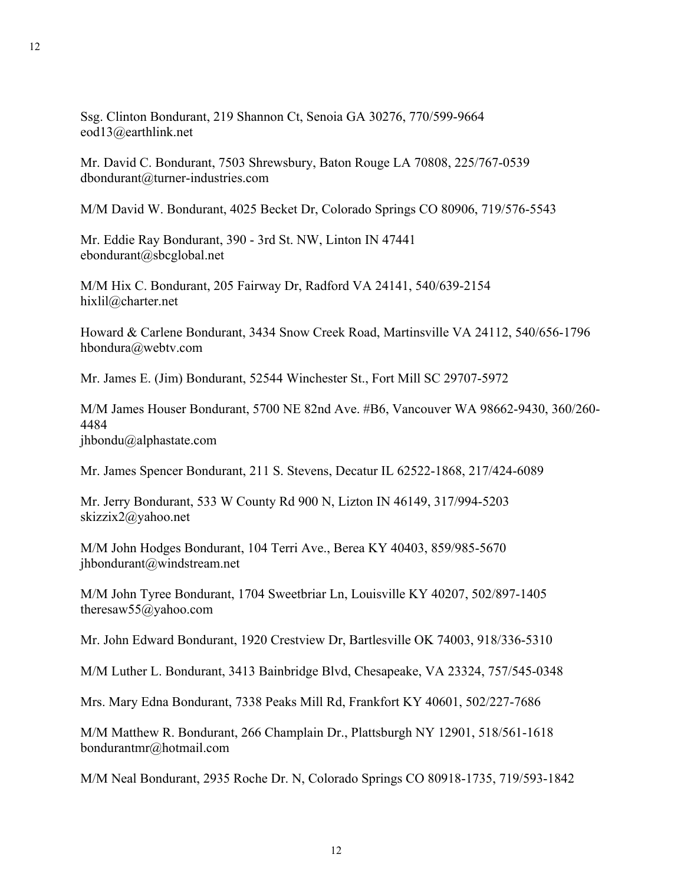Ssg. Clinton Bondurant, 219 Shannon Ct, Senoia GA 30276, 770/599-9664
eod13@earthlink.net

Mr. David C. Bondurant, 7503 Shrewsbury, Baton Rouge LA 70808, 225/767-0539
dbondurant@turner-industries.com

M/M David W. Bondurant, 4025 Becket Dr, Colorado Springs CO 80906, 719/576-5543

Mr. Eddie Ray Bondurant, 390 - 3rd St. NW, Linton IN 47441
ebondurant@sbcglobal.net

M/M Hix C. Bondurant, 205 Fairway Dr, Radford VA 24141, 540/639-2154
hixlil@charter.net

Howard & Carlene Bondurant, 3434 Snow Creek Road, Martinsville VA 24112, 540/656-1796
hbondura@webtv.com

Mr. James E. (Jim) Bondurant, 52544 Winchester St., Fort Mill SC 29707-5972

M/M James Houser Bondurant, 5700 NE 82nd Ave. #B6, Vancouver WA 98662-9430, 360/260-4484
jhbondu@alphastate.com

Mr. James Spencer Bondurant, 211 S. Stevens, Decatur IL 62522-1868, 217/424-6089

Mr. Jerry Bondurant, 533 W County Rd 900 N, Lizton IN 46149, 317/994-5203
skizzix2@yahoo.net

M/M John Hodges Bondurant, 104 Terri Ave., Berea KY 40403, 859/985-5670
jhbondurant@windstream.net

M/M John Tyree Bondurant, 1704 Sweetbriar Ln, Louisville KY 40207, 502/897-1405
theresaw55@yahoo.com

Mr. John Edward Bondurant, 1920 Crestview Dr, Bartlesville OK 74003, 918/336-5310

M/M Luther L. Bondurant, 3413 Bainbridge Blvd, Chesapeake, VA 23324, 757/545-0348

Mrs. Mary Edna Bondurant, 7338 Peaks Mill Rd, Frankfort KY 40601, 502/227-7686

M/M Matthew R. Bondurant, 266 Champlain Dr., Plattsburgh NY 12901, 518/561-1618
bondurantmr@hotmail.com

M/M Neal Bondurant, 2935 Roche Dr. N, Colorado Springs CO 80918-1735, 719/593-1842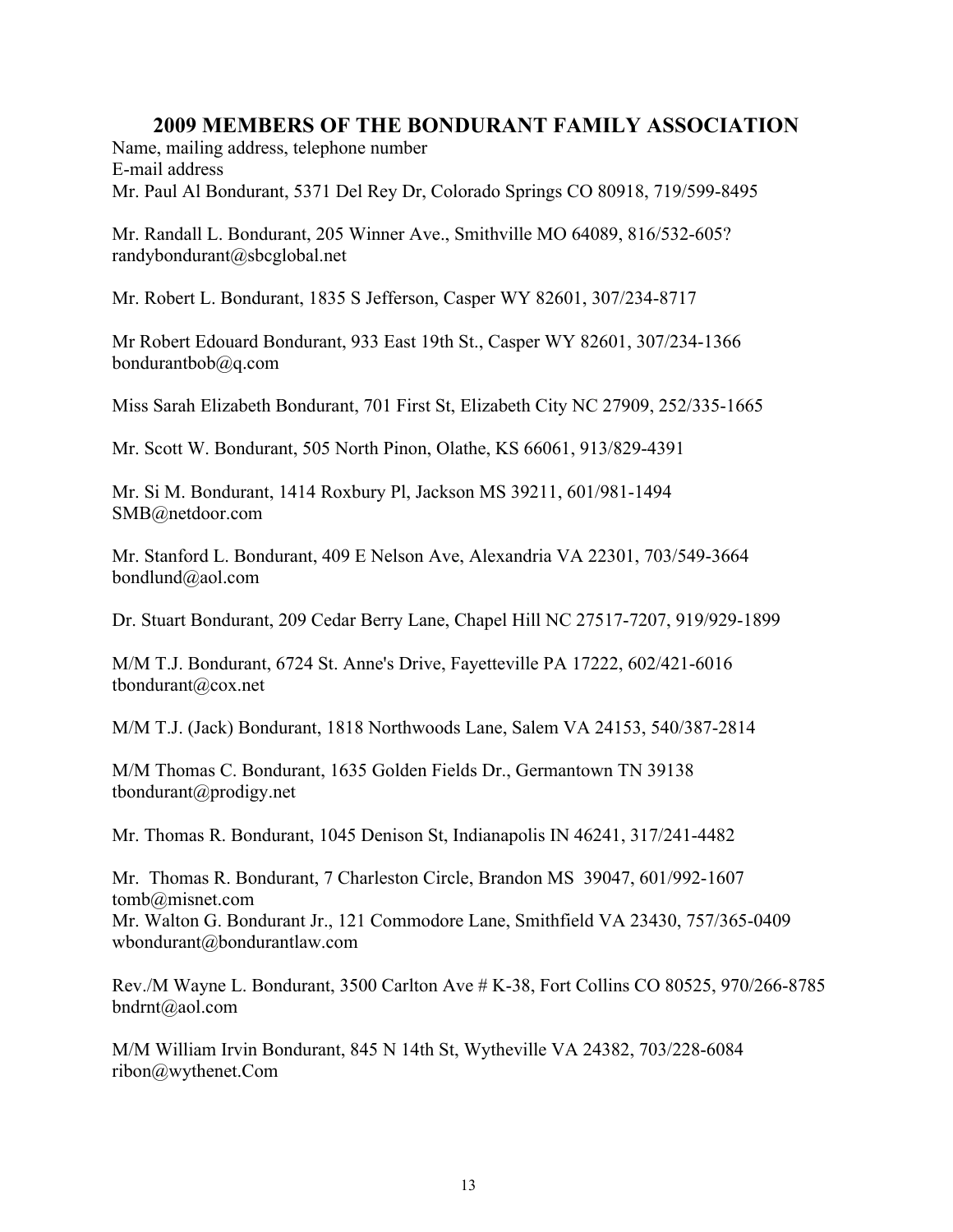## 2009 MEMBERS OF THE BONDURANT FAMILY ASSOCIATION

Name, mailing address, telephone number
E-mail address
Mr. Paul Al Bondurant, 5371 Del Rey Dr, Colorado Springs CO 80918, 719/599-8495

Mr. Randall L. Bondurant, 205 Winner Ave., Smithville MO 64089, 816/532-605?
randybondurant@sbcglobal.net

Mr. Robert L. Bondurant, 1835 S Jefferson, Casper WY 82601, 307/234-8717

Mr Robert Edouard Bondurant, 933 East 19th St., Casper WY 82601, 307/234-1366
bondurantbob@q.com

Miss Sarah Elizabeth Bondurant, 701 First St, Elizabeth City NC 27909, 252/335-1665

Mr. Scott W. Bondurant, 505 North Pinon, Olathe, KS 66061, 913/829-4391

Mr. Si M. Bondurant, 1414 Roxbury Pl, Jackson MS 39211, 601/981-1494
SMB@netdoor.com

Mr. Stanford L. Bondurant, 409 E Nelson Ave, Alexandria VA 22301, 703/549-3664
bondlund@aol.com

Dr. Stuart Bondurant, 209 Cedar Berry Lane, Chapel Hill NC 27517-7207, 919/929-1899

M/M T.J. Bondurant, 6724 St. Anne's Drive, Fayetteville PA 17222, 602/421-6016
tbondurant@cox.net

M/M T.J. (Jack) Bondurant, 1818 Northwoods Lane, Salem VA 24153, 540/387-2814

M/M Thomas C. Bondurant, 1635 Golden Fields Dr., Germantown TN 39138
tbondurant@prodigy.net

Mr. Thomas R. Bondurant, 1045 Denison St, Indianapolis IN 46241, 317/241-4482

Mr. Thomas R. Bondurant, 7 Charleston Circle, Brandon MS 39047, 601/992-1607
tomb@misnet.com
Mr. Walton G. Bondurant Jr., 121 Commodore Lane, Smithfield VA 23430, 757/365-0409
wbondurant@bondurantlaw.com

Rev./M Wayne L. Bondurant, 3500 Carlton Ave # K-38, Fort Collins CO 80525, 970/266-8785
bndrnt@aol.com

M/M William Irvin Bondurant, 845 N 14th St, Wytheville VA 24382, 703/228-6084
ribon@wythenet.Com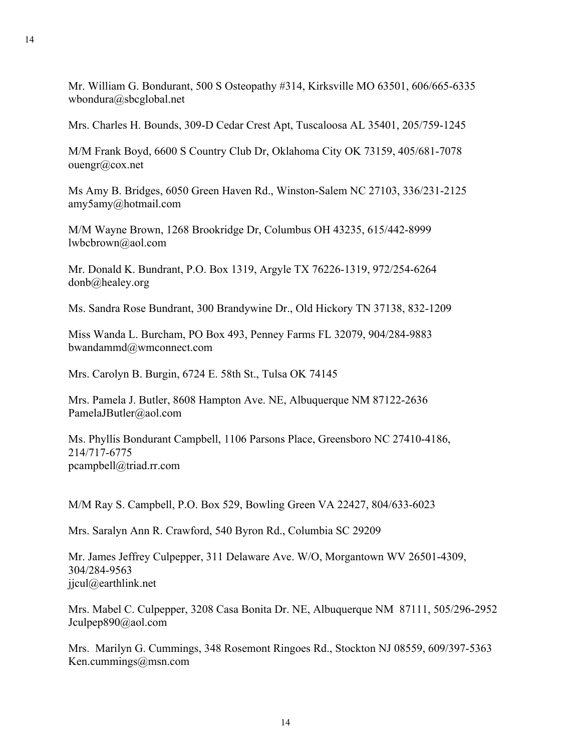Mr. William G. Bondurant, 500 S Osteopathy #314, Kirksville MO 63501, 606/665-6335
wbondura@sbcglobal.net

Mrs. Charles H. Bounds, 309-D Cedar Crest Apt, Tuscaloosa AL 35401, 205/759-1245

M/M Frank Boyd, 6600 S Country Club Dr, Oklahoma City OK 73159, 405/681-7078
ouengr@cox.net

Ms Amy B. Bridges, 6050 Green Haven Rd., Winston-Salem NC 27103, 336/231-2125
amy5amy@hotmail.com

M/M Wayne Brown, 1268 Brookridge Dr, Columbus OH 43235, 615/442-8999
lwbcbrown@aol.com

Mr. Donald K. Bundrant, P.O. Box 1319, Argyle TX 76226-1319, 972/254-6264
donb@healey.org

Ms. Sandra Rose Bundrant, 300 Brandywine Dr., Old Hickory TN 37138, 832-1209

Miss Wanda L. Burcham, PO Box 493, Penney Farms FL 32079, 904/284-9883
bwandammd@wmconnect.com

Mrs. Carolyn B. Burgin, 6724 E. 58th St., Tulsa OK 74145

Mrs. Pamela J. Butler, 8608 Hampton Ave. NE, Albuquerque NM 87122-2636
PamelaJButler@aol.com

Ms. Phyllis Bondurant Campbell, 1106 Parsons Place, Greensboro NC 27410-4186,
214/717-6775
pcampbell@triad.rr.com

M/M Ray S. Campbell, P.O. Box 529, Bowling Green VA 22427, 804/633-6023

Mrs. Saralyn Ann R. Crawford, 540 Byron Rd., Columbia SC 29209

Mr. James Jeffrey Culpepper, 311 Delaware Ave. W/O, Morgantown WV 26501-4309,
304/284-9563
jjcul@earthlink.net

Mrs. Mabel C. Culpepper, 3208 Casa Bonita Dr. NE, Albuquerque NM 87111, 505/296-2952
Jculpep890@aol.com

Mrs. Marilyn G. Cummings, 348 Rosemont Ringoes Rd., Stockton NJ 08559, 609/397-5363
Ken.cummings@msn.com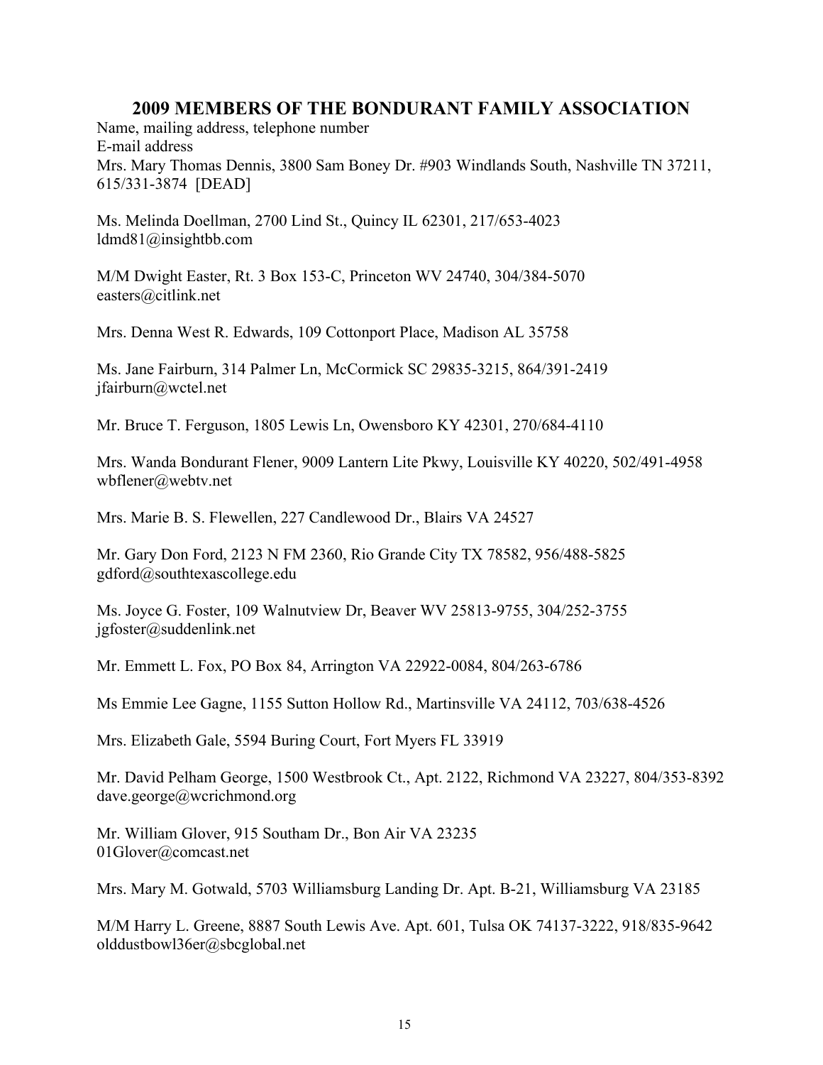## 2009 MEMBERS OF THE BONDURANT FAMILY ASSOCIATION

Name, mailing address, telephone number
E-mail address

Mrs. Mary Thomas Dennis, 3800 Sam Boney Dr. #903 Windlands South, Nashville TN 37211, 615/331-3874 [DEAD]

Ms. Melinda Doellman, 2700 Lind St., Quincy IL 62301, 217/653-4023
ldmd81@insightbb.com

M/M Dwight Easter, Rt. 3 Box 153-C, Princeton WV 24740, 304/384-5070
easters@citlink.net

Mrs. Denna West R. Edwards, 109 Cottonport Place, Madison AL 35758

Ms. Jane Fairburn, 314 Palmer Ln, McCormick SC 29835-3215, 864/391-2419
jfairburn@wctel.net

Mr. Bruce T. Ferguson, 1805 Lewis Ln, Owensboro KY 42301, 270/684-4110

Mrs. Wanda Bondurant Flener, 9009 Lantern Lite Pkwy, Louisville KY 40220, 502/491-4958
wbflener@webtv.net

Mrs. Marie B. S. Flewellen, 227 Candlewood Dr., Blairs VA 24527

Mr. Gary Don Ford, 2123 N FM 2360, Rio Grande City TX 78582, 956/488-5825
gdford@southtexascollege.edu

Ms. Joyce G. Foster, 109 Walnutview Dr, Beaver WV 25813-9755, 304/252-3755
jgfoster@suddenlink.net

Mr. Emmett L. Fox, PO Box 84, Arrington VA 22922-0084, 804/263-6786

Ms Emmie Lee Gagne, 1155 Sutton Hollow Rd., Martinsville VA 24112, 703/638-4526

Mrs. Elizabeth Gale, 5594 Buring Court, Fort Myers FL 33919

Mr. David Pelham George, 1500 Westbrook Ct., Apt. 2122, Richmond VA 23227, 804/353-8392
dave.george@wcrichmond.org

Mr. William Glover, 915 Southam Dr., Bon Air VA 23235
01Glover@comcast.net

Mrs. Mary M. Gotwald, 5703 Williamsburg Landing Dr. Apt. B-21, Williamsburg VA 23185

M/M Harry L. Greene, 8887 South Lewis Ave. Apt. 601, Tulsa OK 74137-3222, 918/835-9642
olddustbowl36er@sbcglobal.net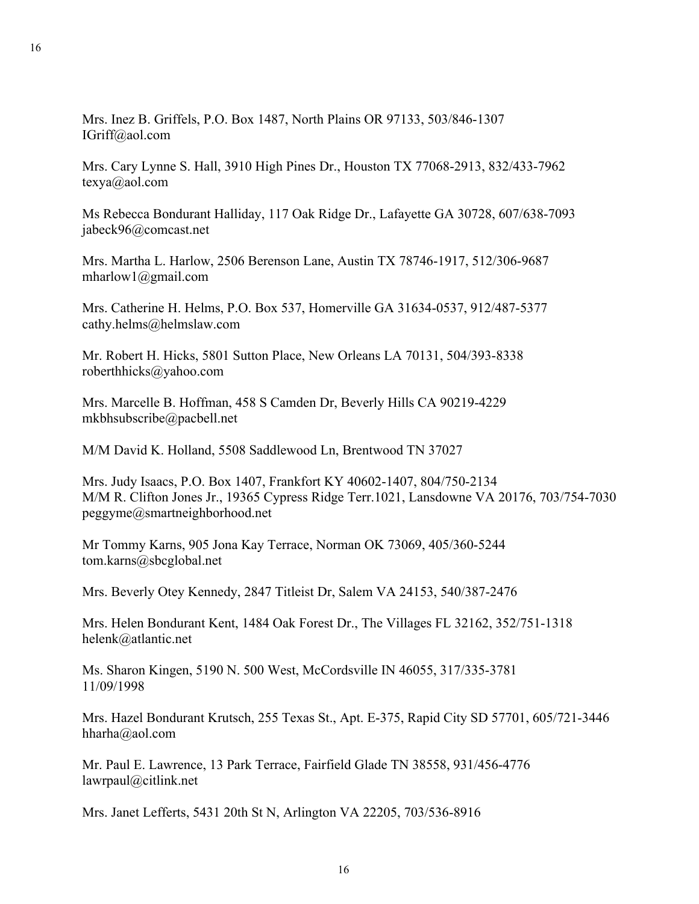Mrs. Inez B. Griffels, P.O. Box 1487, North Plains OR 97133, 503/846-1307
IGriff@aol.com

Mrs. Cary Lynne S. Hall, 3910 High Pines Dr., Houston TX 77068-2913, 832/433-7962
texya@aol.com

Ms Rebecca Bondurant Halliday, 117 Oak Ridge Dr., Lafayette GA 30728, 607/638-7093
jabeck96@comcast.net

Mrs. Martha L. Harlow, 2506 Berenson Lane, Austin TX 78746-1917, 512/306-9687
mharlow1@gmail.com

Mrs. Catherine H. Helms, P.O. Box 537, Homerville GA 31634-0537, 912/487-5377
cathy.helms@helmslaw.com

Mr. Robert H. Hicks, 5801 Sutton Place, New Orleans LA 70131, 504/393-8338
roberthhicks@yahoo.com

Mrs. Marcelle B. Hoffman, 458 S Camden Dr, Beverly Hills CA 90219-4229
mkbhsubscribe@pacbell.net

M/M David K. Holland, 5508 Saddlewood Ln, Brentwood TN 37027

Mrs. Judy Isaacs, P.O. Box 1407, Frankfort KY 40602-1407, 804/750-2134
M/M R. Clifton Jones Jr., 19365 Cypress Ridge Terr.1021, Lansdowne VA 20176, 703/754-7030
peggyme@smartneighborhood.net

Mr Tommy Karns, 905 Jona Kay Terrace, Norman OK 73069, 405/360-5244
tom.karns@sbcglobal.net

Mrs. Beverly Otey Kennedy, 2847 Titleist Dr, Salem VA 24153, 540/387-2476

Mrs. Helen Bondurant Kent, 1484 Oak Forest Dr., The Villages FL 32162, 352/751-1318
helenk@atlantic.net

Ms. Sharon Kingen, 5190 N. 500 West, McCordsville IN 46055, 317/335-3781
11/09/1998

Mrs. Hazel Bondurant Krutsch, 255 Texas St., Apt. E-375, Rapid City SD 57701, 605/721-3446
hharha@aol.com

Mr. Paul E. Lawrence, 13 Park Terrace, Fairfield Glade TN 38558, 931/456-4776
lawrpaul@citlink.net

Mrs. Janet Lefferts, 5431 20th St N, Arlington VA 22205, 703/536-8916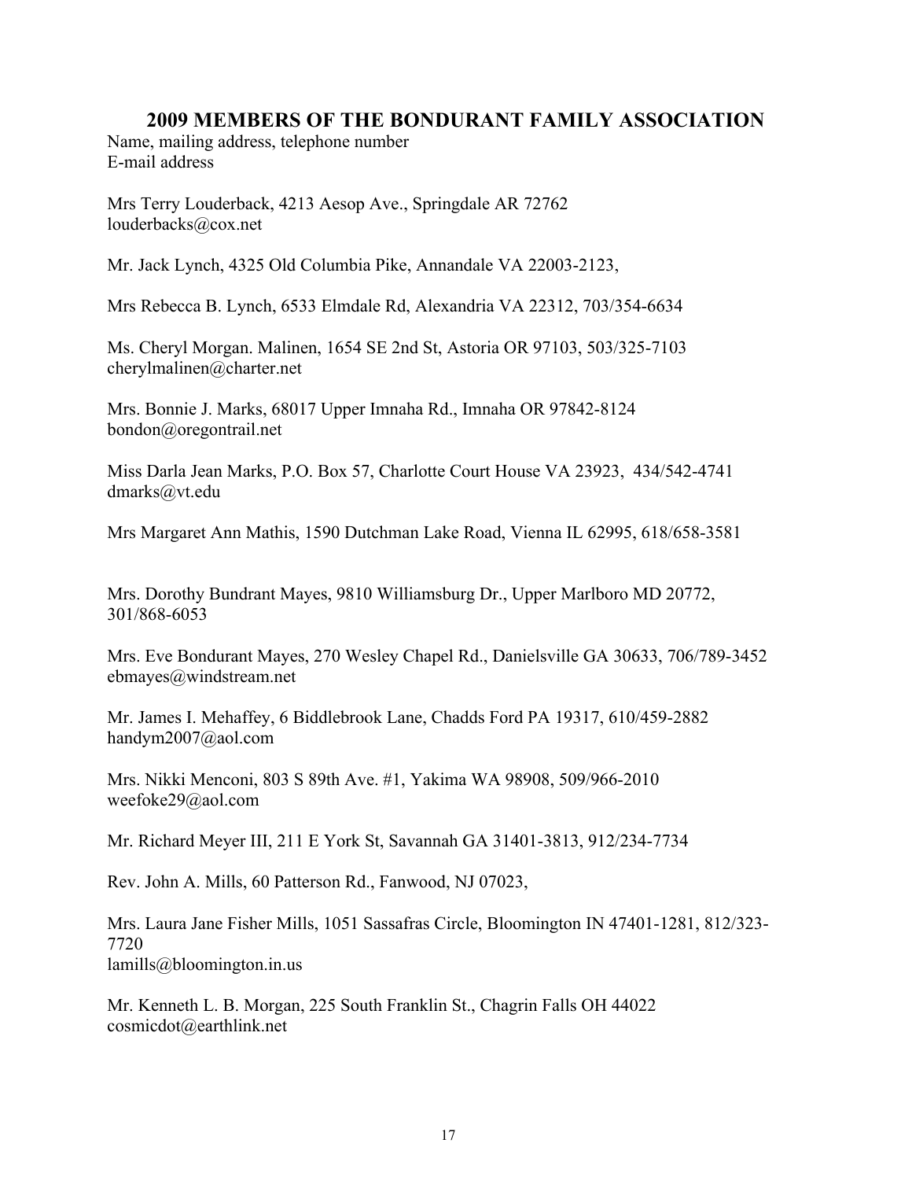## 2009 MEMBERS OF THE BONDURANT FAMILY ASSOCIATION

Name, mailing address, telephone number
E-mail address

Mrs Terry Louderback, 4213 Aesop Ave., Springdale AR 72762
louderbacks@cox.net

Mr. Jack Lynch, 4325 Old Columbia Pike, Annandale VA 22003-2123,

Mrs Rebecca B. Lynch, 6533 Elmdale Rd, Alexandria VA 22312, 703/354-6634

Ms. Cheryl Morgan. Malinen, 1654 SE 2nd St, Astoria OR 97103, 503/325-7103
cherylmalinen@charter.net

Mrs. Bonnie J. Marks, 68017 Upper Imnaha Rd., Imnaha OR 97842-8124
bondon@oregontrail.net

Miss Darla Jean Marks, P.O. Box 57, Charlotte Court House VA 23923, 434/542-4741
dmarks@vt.edu

Mrs Margaret Ann Mathis, 1590 Dutchman Lake Road, Vienna IL 62995, 618/658-3581

Mrs. Dorothy Bundrant Mayes, 9810 Williamsburg Dr., Upper Marlboro MD 20772, 301/868-6053

Mrs. Eve Bondurant Mayes, 270 Wesley Chapel Rd., Danielsville GA 30633, 706/789-3452
ebmayes@windstream.net

Mr. James I. Mehaffey, 6 Biddlebrook Lane, Chadds Ford PA 19317, 610/459-2882
handym2007@aol.com

Mrs. Nikki Menconi, 803 S 89th Ave. #1, Yakima WA 98908, 509/966-2010
weefoke29@aol.com

Mr. Richard Meyer III, 211 E York St, Savannah GA 31401-3813, 912/234-7734

Rev. John A. Mills, 60 Patterson Rd., Fanwood, NJ 07023,

Mrs. Laura Jane Fisher Mills, 1051 Sassafras Circle, Bloomington IN 47401-1281, 812/323-7720
lamills@bloomington.in.us

Mr. Kenneth L. B. Morgan, 225 South Franklin St., Chagrin Falls OH 44022
cosmicdot@earthlink.net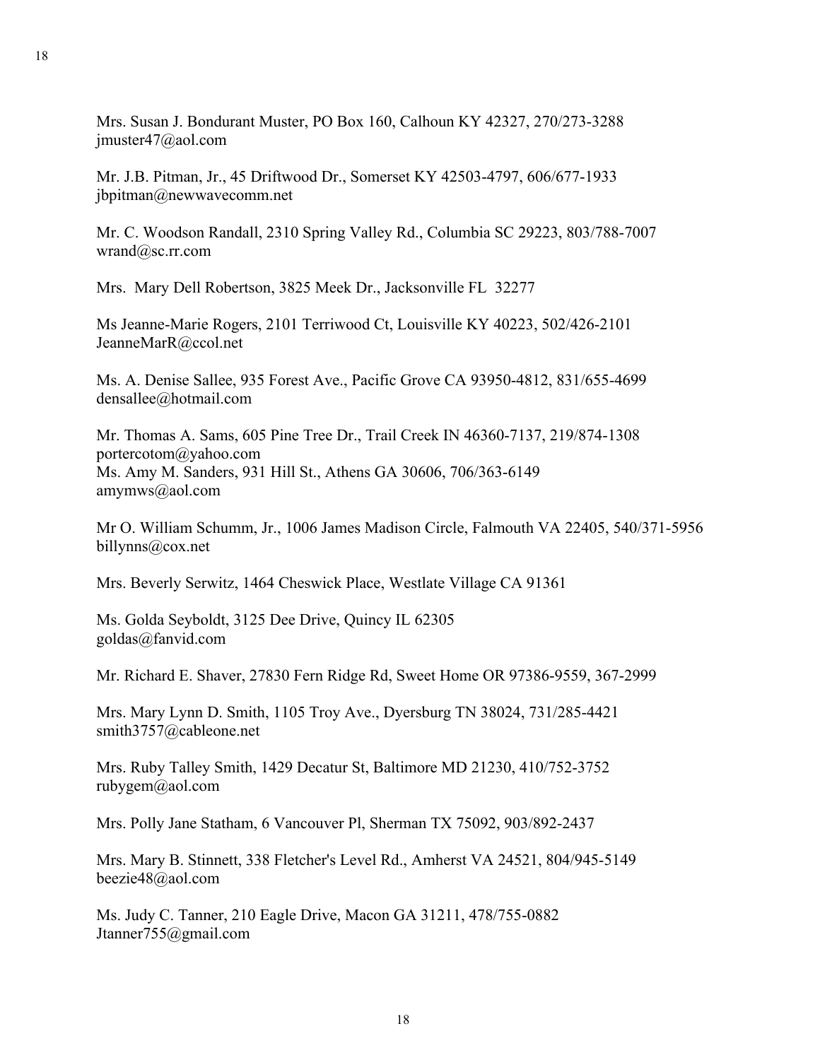Mrs. Susan J. Bondurant Muster, PO Box 160, Calhoun KY 42327, 270/273-3288
jmuster47@aol.com

Mr. J.B. Pitman, Jr., 45 Driftwood Dr., Somerset KY 42503-4797, 606/677-1933
jbpitman@newwavecomm.net

Mr. C. Woodson Randall, 2310 Spring Valley Rd., Columbia SC 29223, 803/788-7007
wrand@sc.rr.com

Mrs.  Mary Dell Robertson, 3825 Meek Dr., Jacksonville FL  32277

Ms Jeanne-Marie Rogers, 2101 Terriwood Ct, Louisville KY 40223, 502/426-2101
JeanneMarR@ccol.net

Ms. A. Denise Sallee, 935 Forest Ave., Pacific Grove CA 93950-4812, 831/655-4699
densallee@hotmail.com

Mr. Thomas A. Sams, 605 Pine Tree Dr., Trail Creek IN 46360-7137, 219/874-1308
portercotom@yahoo.com
Ms. Amy M. Sanders, 931 Hill St., Athens GA 30606, 706/363-6149
amymws@aol.com

Mr O. William Schumm, Jr., 1006 James Madison Circle, Falmouth VA 22405, 540/371-5956
billynns@cox.net

Mrs. Beverly Serwitz, 1464 Cheswick Place, Westlate Village CA 91361

Ms. Golda Seyboldt, 3125 Dee Drive, Quincy IL 62305
goldas@fanvid.com

Mr. Richard E. Shaver, 27830 Fern Ridge Rd, Sweet Home OR 97386-9559, 367-2999

Mrs. Mary Lynn D. Smith, 1105 Troy Ave., Dyersburg TN 38024, 731/285-4421
smith3757@cableone.net

Mrs. Ruby Talley Smith, 1429 Decatur St, Baltimore MD 21230, 410/752-3752
rubygem@aol.com

Mrs. Polly Jane Statham, 6 Vancouver Pl, Sherman TX 75092, 903/892-2437

Mrs. Mary B. Stinnett, 338 Fletcher's Level Rd., Amherst VA 24521, 804/945-5149
beezie48@aol.com

Ms. Judy C. Tanner, 210 Eagle Drive, Macon GA 31211, 478/755-0882
Jtanner755@gmail.com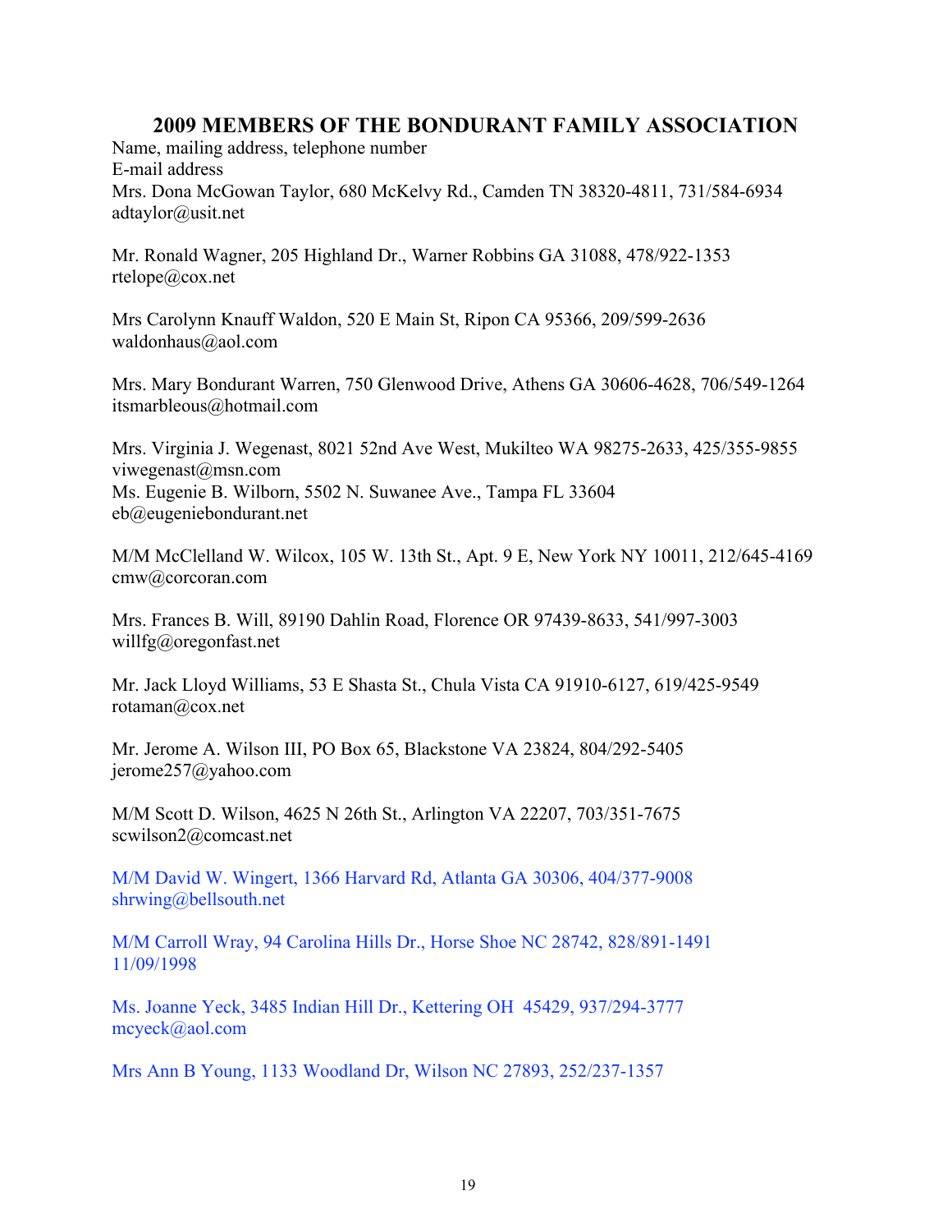## 2009 MEMBERS OF THE BONDURANT FAMILY ASSOCIATION

Name, mailing address, telephone number
E-mail address

Mrs. Dona McGowan Taylor, 680 McKelvy Rd., Camden TN 38320-4811, 731/584-6934
adtaylor@usit.net

Mr. Ronald Wagner, 205 Highland Dr., Warner Robbins GA 31088, 478/922-1353
rtelope@cox.net

Mrs Carolynn Knauff Waldon, 520 E Main St, Ripon CA 95366, 209/599-2636
waldonhaus@aol.com

Mrs. Mary Bondurant Warren, 750 Glenwood Drive, Athens GA 30606-4628, 706/549-1264
itsmarbleous@hotmail.com

Mrs. Virginia J. Wegenast, 8021 52nd Ave West, Mukilteo WA 98275-2633, 425/355-9855
viwegenast@msn.com

Ms. Eugenie B. Wilborn, 5502 N. Suwanee Ave., Tampa FL 33604
eb@eugeniebondurant.net

M/M McClelland W. Wilcox, 105 W. 13th St., Apt. 9 E, New York NY 10011, 212/645-4169
cmw@corcoran.com

Mrs. Frances B. Will, 89190 Dahlin Road, Florence OR 97439-8633, 541/997-3003
willfg@oregonfast.net

Mr. Jack Lloyd Williams, 53 E Shasta St., Chula Vista CA 91910-6127, 619/425-9549
rotaman@cox.net

Mr. Jerome A. Wilson III, PO Box 65, Blackstone VA 23824, 804/292-5405
jerome257@yahoo.com

M/M Scott D. Wilson, 4625 N 26th St., Arlington VA 22207, 703/351-7675
scwilson2@comcast.net

M/M David W. Wingert, 1366 Harvard Rd, Atlanta GA 30306, 404/377-9008
shrwing@bellsouth.net

M/M Carroll Wray, 94 Carolina Hills Dr., Horse Shoe NC 28742, 828/891-1491
11/09/1998

Ms. Joanne Yeck, 3485 Indian Hill Dr., Kettering OH 45429, 937/294-3777
mcyeck@aol.com

Mrs Ann B Young, 1133 Woodland Dr, Wilson NC 27893, 252/237-1357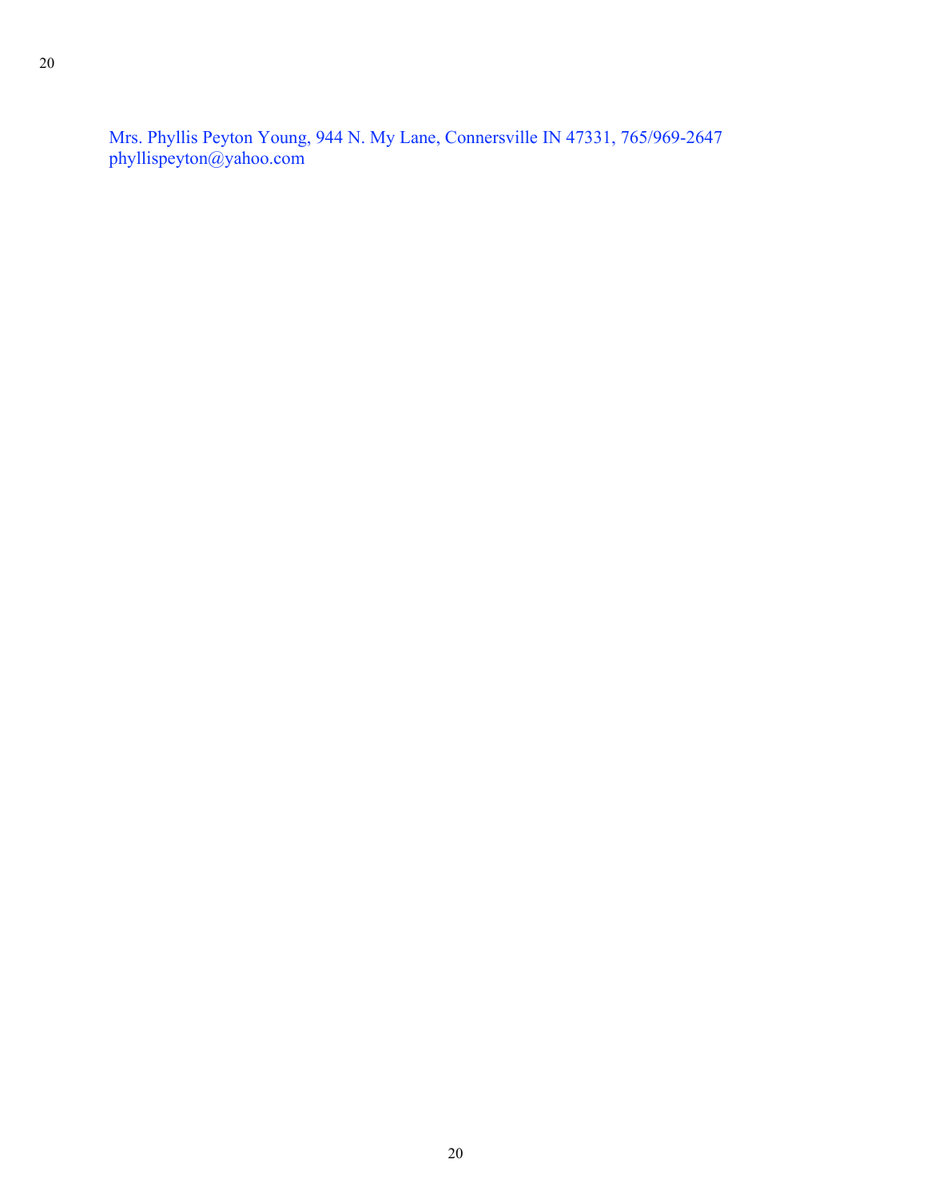Mrs. Phyllis Peyton Young, 944 N. My Lane, Connersville IN 47331, 765/969-2647
phyllispeyton@yahoo.com